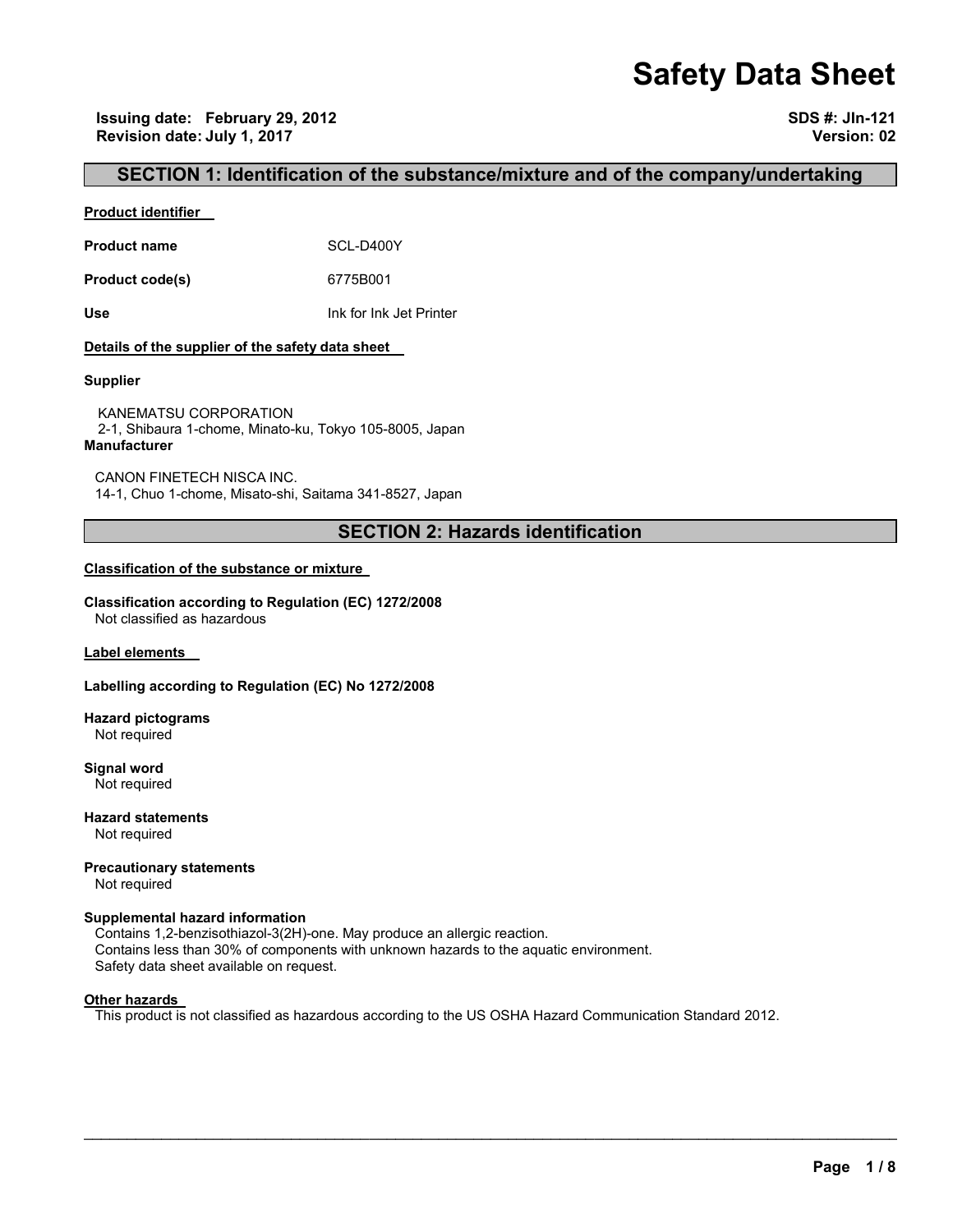# Safety Data Sheet

**Issuing date: February 29, 2012**
**Revision date: July 1, 2017**

**SDS #: JIn-121**
**Version: 02**

## SECTION 1: Identification of the substance/mixture and of the company/undertaking

**Product identifier**

| | |
|---|---|
| **Product name** | SCL-D400Y |
| **Product code(s)** | 6775B001 |
| **Use** | Ink for Ink Jet Printer |

**Details of the supplier of the safety data sheet**

**Supplier**

KANEMATSU CORPORATION
2-1, Shibaura 1-chome, Minato-ku, Tokyo 105-8005, Japan

**Manufacturer**

CANON FINETECH NISCA INC.
14-1, Chuo 1-chome, Misato-shi, Saitama 341-8527, Japan

## SECTION 2: Hazards identification

**Classification of the substance or mixture**

**Classification according to Regulation (EC) 1272/2008**
Not classified as hazardous

**Label elements**

**Labelling according to Regulation (EC) No 1272/2008**

**Hazard pictograms**
Not required

**Signal word**
Not required

**Hazard statements**
Not required

**Precautionary statements**
Not required

**Supplemental hazard information**
Contains 1,2-benzisothiazol-3(2H)-one. May produce an allergic reaction.
Contains less than 30% of components with unknown hazards to the aquatic environment.
Safety data sheet available on request.

**Other hazards**
This product is not classified as hazardous according to the US OSHA Hazard Communication Standard 2012.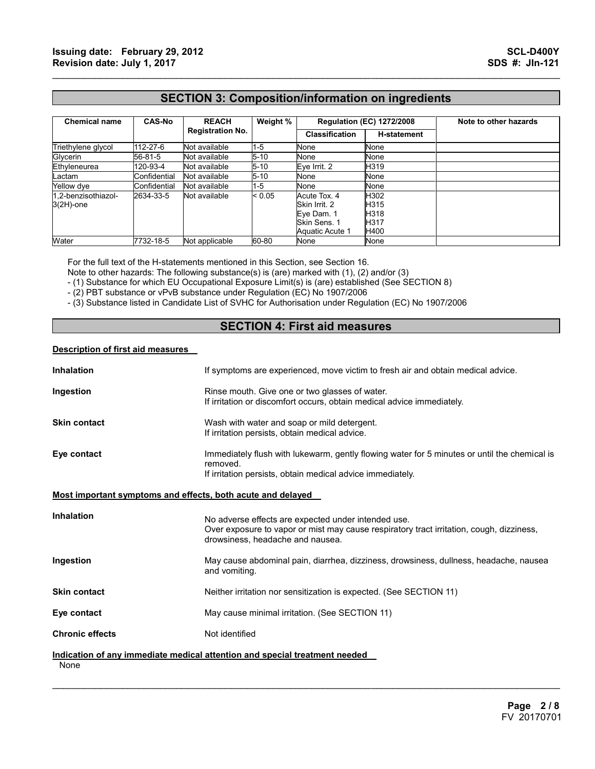## SECTION 3: Composition/information on ingredients

| Chemical name | CAS-No | REACH Registration No. | Weight % | Regulation (EC) 1272/2008 | | Note to other hazards |
|---|---|---|---|---|---|---|
| | | | | Classification | H-statement | |
| Triethylene glycol | 112-27-6 | Not available | 1-5 | None | None | |
| Glycerin | 56-81-5 | Not available | 5-10 | None | None | |
| Ethyleneurea | 120-93-4 | Not available | 5-10 | Eye Irrit. 2 | H319 | |
| Lactam | Confidential | Not available | 5-10 | None | None | |
| Yellow dye | Confidential | Not available | 1-5 | None | None | |
| 1,2-benzisothiazol-3(2H)-one | 2634-33-5 | Not available | < 0.05 | Acute Tox. 4<br>Skin Irrit. 2<br>Eye Dam. 1<br>Skin Sens. 1<br>Aquatic Acute 1 | H302<br>H315<br>H318<br>H317<br>H400 | |
| Water | 7732-18-5 | Not applicable | 60-80 | None | None | |

For the full text of the H-statements mentioned in this Section, see Section 16.

Note to other hazards: The following substance(s) is (are) marked with (1), (2) and/or (3)

- (1) Substance for which EU Occupational Exposure Limit(s) is (are) established (See SECTION 8)
- (2) PBT substance or vPvB substance under Regulation (EC) No 1907/2006
- (3) Substance listed in Candidate List of SVHC for Authorisation under Regulation (EC) No 1907/2006

## SECTION 4: First aid measures

**Description of first aid measures**

**Inhalation** If symptoms are experienced, move victim to fresh air and obtain medical advice.

**Ingestion** Rinse mouth. Give one or two glasses of water.
If irritation or discomfort occurs, obtain medical advice immediately.

**Skin contact** Wash with water and soap or mild detergent.
If irritation persists, obtain medical advice.

**Eye contact** Immediately flush with lukewarm, gently flowing water for 5 minutes or until the chemical is removed.
If irritation persists, obtain medical advice immediately.

**Most important symptoms and effects, both acute and delayed**

**Inhalation** No adverse effects are expected under intended use.
Over exposure to vapor or mist may cause respiratory tract irritation, cough, dizziness, drowsiness, headache and nausea.

**Ingestion** May cause abdominal pain, diarrhea, dizziness, drowsiness, dullness, headache, nausea and vomiting.

**Skin contact** Neither irritation nor sensitization is expected. (See SECTION 11)

**Eye contact** May cause minimal irritation. (See SECTION 11)

**Chronic effects** Not identified

**Indication of any immediate medical attention and special treatment needed**

None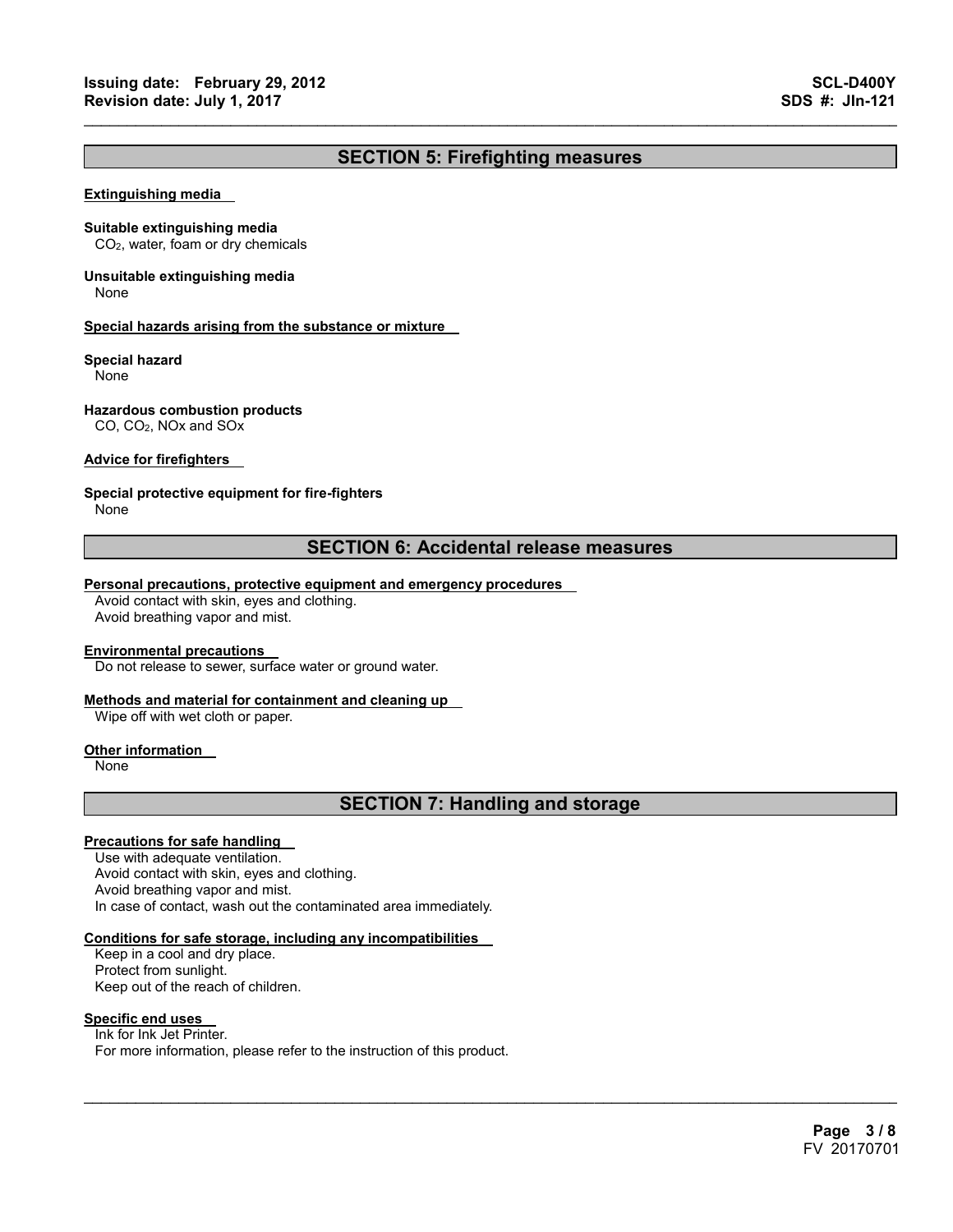## SECTION 5: Firefighting measures

### Extinguishing media

**Suitable extinguishing media**

$CO_2$, water, foam or dry chemicals

**Unsuitable extinguishing media**

None

### Special hazards arising from the substance or mixture

**Special hazard**

None

**Hazardous combustion products**

CO, $CO_2$, NOx and SOx

### Advice for firefighters

**Special protective equipment for fire-fighters**

None

## SECTION 6: Accidental release measures

### Personal precautions, protective equipment and emergency procedures

Avoid contact with skin, eyes and clothing.
Avoid breathing vapor and mist.

### Environmental precautions

Do not release to sewer, surface water or ground water.

### Methods and material for containment and cleaning up

Wipe off with wet cloth or paper.

### Other information

None

## SECTION 7: Handling and storage

### Precautions for safe handling

Use with adequate ventilation.
Avoid contact with skin, eyes and clothing.
Avoid breathing vapor and mist.
In case of contact, wash out the contaminated area immediately.

### Conditions for safe storage, including any incompatibilities

Keep in a cool and dry place.
Protect from sunlight.
Keep out of the reach of children.

### Specific end uses

Ink for Ink Jet Printer.
For more information, please refer to the instruction of this product.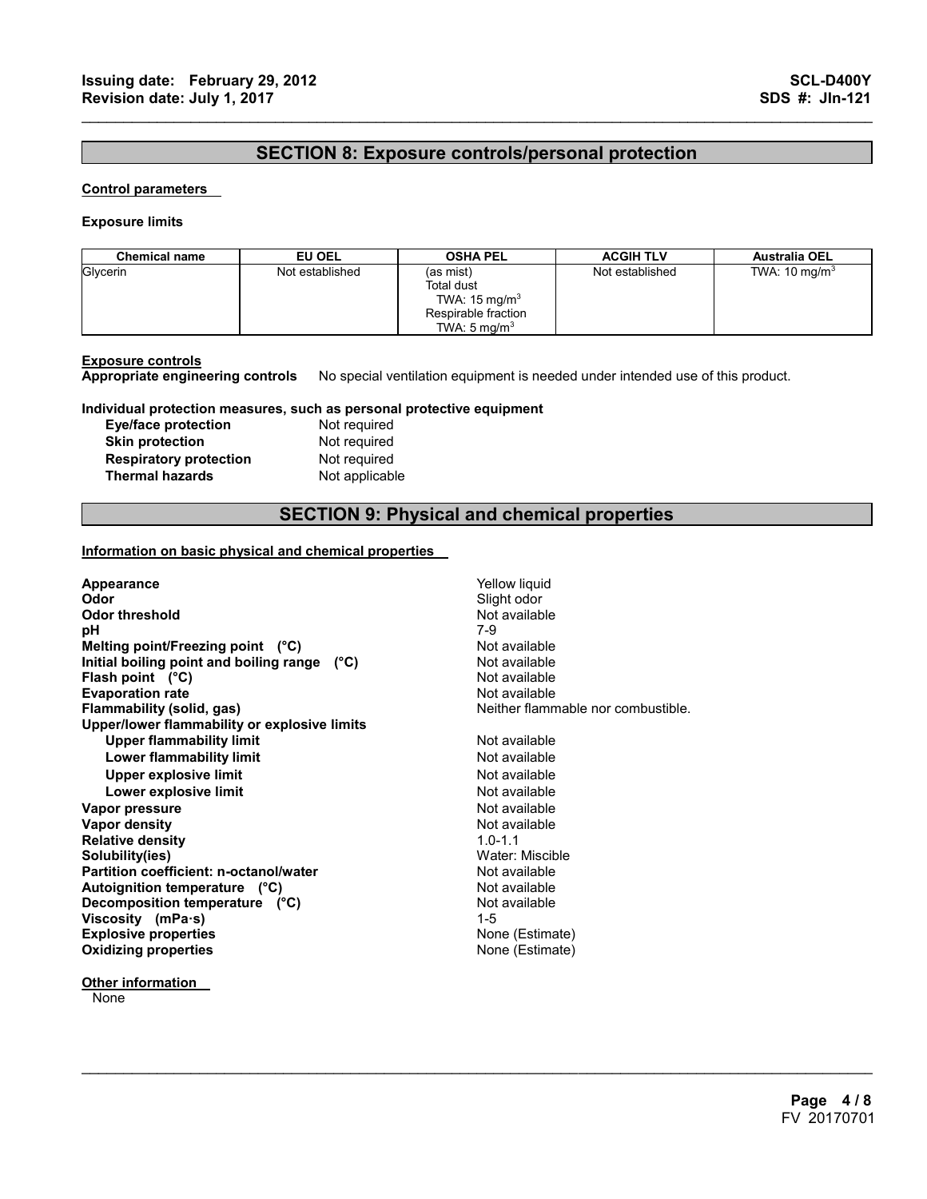## SECTION 8: Exposure controls/personal protection

**Control parameters**

**Exposure limits**

| Chemical name | EU OEL | OSHA PEL | ACGIH TLV | Australia OEL |
|---|---|---|---|---|
| Glycerin | Not established | (as mist)<br>Total dust<br>TWA: 15 mg/m$^3$<br>Respirable fraction<br>TWA: 5 mg/m$^3$ | Not established | TWA: 10 mg/m$^3$ |

**Exposure controls**

**Appropriate engineering controls** No special ventilation equipment is needed under intended use of this product.

**Individual protection measures, such as personal protective equipment**

**Eye/face protection** Not required
**Skin protection** Not required
**Respiratory protection** Not required
**Thermal hazards** Not applicable

## SECTION 9: Physical and chemical properties

**Information on basic physical and chemical properties**

**Appearance** Yellow liquid
**Odor** Slight odor
**Odor threshold** Not available
**pH** 7-9
**Melting point/Freezing point (°C)** Not available
**Initial boiling point and boiling range (°C)** Not available
**Flash point (°C)** Not available
**Evaporation rate** Not available
**Flammability (solid, gas)** Neither flammable nor combustible.
**Upper/lower flammability or explosive limits**
- **Upper flammability limit** Not available
- **Lower flammability limit** Not available
- **Upper explosive limit** Not available
- **Lower explosive limit** Not available

**Vapor pressure** Not available
**Vapor density** Not available
**Relative density** 1.0-1.1
**Solubility(ies)** Water: Miscible
**Partition coefficient: n-octanol/water** Not available
**Autoignition temperature (°C)** Not available
**Decomposition temperature (°C)** Not available
**Viscosity (mPa·s)** 1-5
**Explosive properties** None (Estimate)
**Oxidizing properties** None (Estimate)

**Other information**

None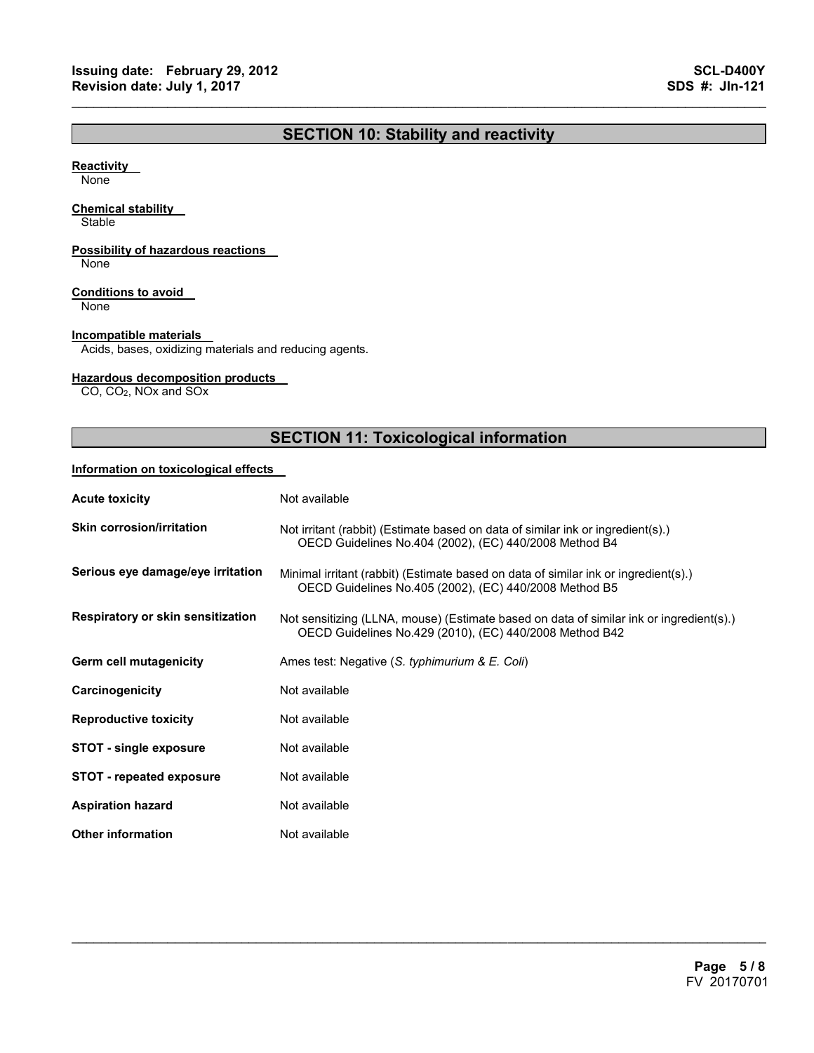## SECTION 10: Stability and reactivity

**Reactivity**

None

**Chemical stability**

Stable

**Possibility of hazardous reactions**

None

**Conditions to avoid**

None

**Incompatible materials**

Acids, bases, oxidizing materials and reducing agents.

**Hazardous decomposition products**

CO, $CO_2$, NOx and SOx

## SECTION 11: Toxicological information

**Information on toxicological effects**

| | |
|---|---|
| **Acute toxicity** | Not available |
| **Skin corrosion/irritation** | Not irritant (rabbit) (Estimate based on data of similar ink or ingredient(s).) OECD Guidelines No.404 (2002), (EC) 440/2008 Method B4 |
| **Serious eye damage/eye irritation** | Minimal irritant (rabbit) (Estimate based on data of similar ink or ingredient(s).) OECD Guidelines No.405 (2002), (EC) 440/2008 Method B5 |
| **Respiratory or skin sensitization** | Not sensitizing (LLNA, mouse) (Estimate based on data of similar ink or ingredient(s).) OECD Guidelines No.429 (2010), (EC) 440/2008 Method B42 |
| **Germ cell mutagenicity** | Ames test: Negative (*S. typhimurium & E. Coli*) |
| **Carcinogenicity** | Not available |
| **Reproductive toxicity** | Not available |
| **STOT - single exposure** | Not available |
| **STOT - repeated exposure** | Not available |
| **Aspiration hazard** | Not available |
| **Other information** | Not available |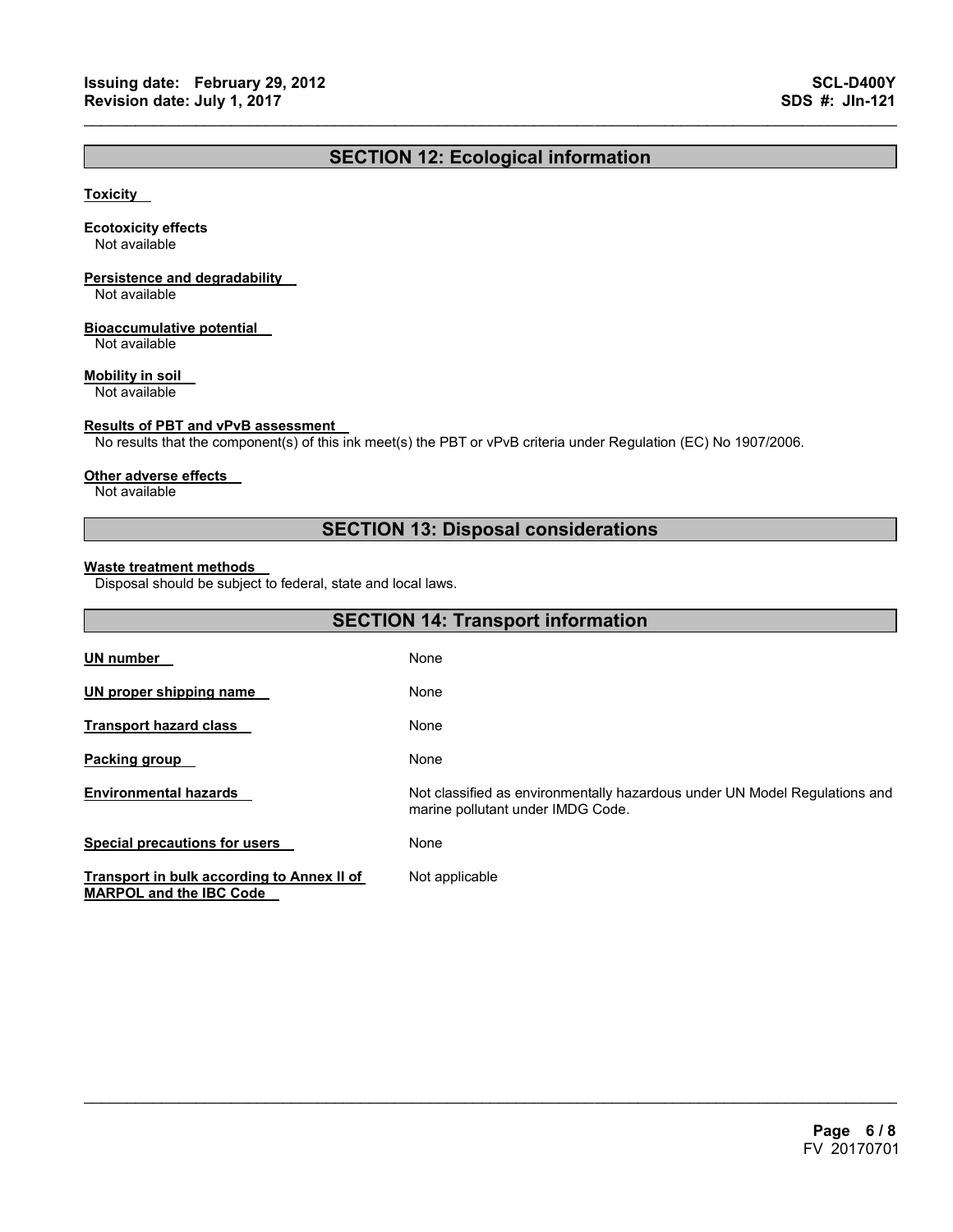## SECTION 12: Ecological information

### Toxicity

**Ecotoxicity effects**
Not available

**Persistence and degradability**
Not available

**Bioaccumulative potential**
Not available

**Mobility in soil**
Not available

**Results of PBT and vPvB assessment**
No results that the component(s) of this ink meet(s) the PBT or vPvB criteria under Regulation (EC) No 1907/2006.

**Other adverse effects**
Not available

## SECTION 13: Disposal considerations

**Waste treatment methods**
Disposal should be subject to federal, state and local laws.

## SECTION 14: Transport information

| | |
|---|---|
| **UN number** | None |
| **UN proper shipping name** | None |
| **Transport hazard class** | None |
| **Packing group** | None |
| **Environmental hazards** | Not classified as environmentally hazardous under UN Model Regulations and marine pollutant under IMDG Code. |
| **Special precautions for users** | None |
| **Transport in bulk according to Annex II of MARPOL and the IBC Code** | Not applicable |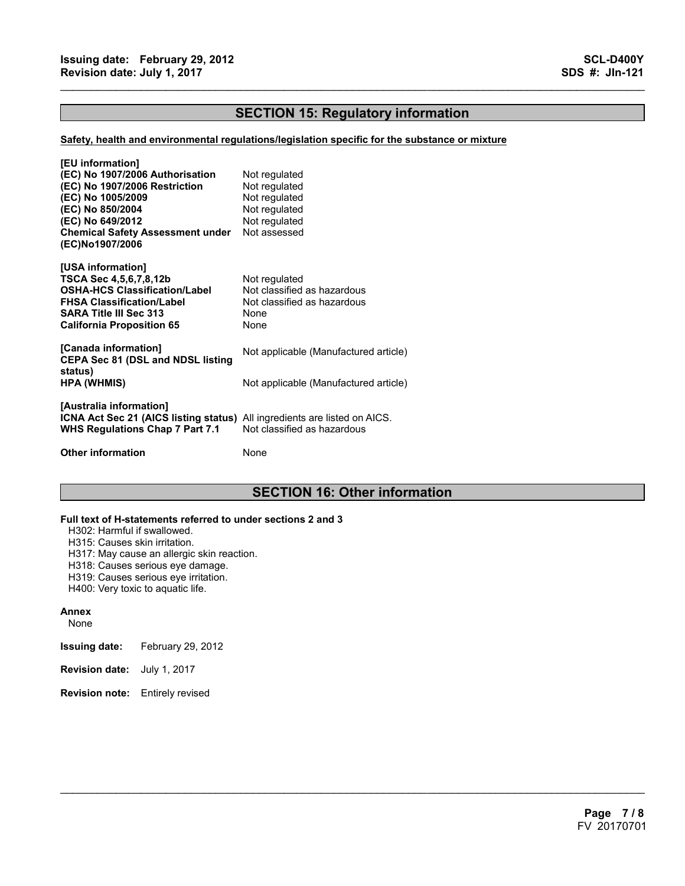## SECTION 15: Regulatory information

**Safety, health and environmental regulations/legislation specific for the substance or mixture**

**[EU information]**

| | |
|---|---|
| **(EC) No 1907/2006 Authorisation** | Not regulated |
| **(EC) No 1907/2006 Restriction** | Not regulated |
| **(EC) No 1005/2009** | Not regulated |
| **(EC) No 850/2004** | Not regulated |
| **(EC) No 649/2012** | Not regulated |
| **Chemical Safety Assessment under (EC)No1907/2006** | Not assessed |

**[USA information]**

| | |
|---|---|
| **TSCA Sec 4,5,6,7,8,12b** | Not regulated |
| **OSHA-HCS Classification/Label** | Not classified as hazardous |
| **FHSA Classification/Label** | Not classified as hazardous |
| **SARA Title III Sec 313** | None |
| **California Proposition 65** | None |

**[Canada information]**

| | |
|---|---|
| **CEPA Sec 81 (DSL and NDSL listing status)** | Not applicable (Manufactured article) |
| **HPA (WHMIS)** | Not applicable (Manufactured article) |

**[Australia information]**

| | |
|---|---|
| **ICNA Act Sec 21 (AICS listing status)** | All ingredients are listed on AICS. |
| **WHS Regulations Chap 7 Part 7.1** | Not classified as hazardous |

**Other information** None

## SECTION 16: Other information

**Full text of H-statements referred to under sections 2 and 3**

H302: Harmful if swallowed.
H315: Causes skin irritation.
H317: May cause an allergic skin reaction.
H318: Causes serious eye damage.
H319: Causes serious eye irritation.
H400: Very toxic to aquatic life.

**Annex**

None

**Issuing date:** February 29, 2012

**Revision date:** July 1, 2017

**Revision note:** Entirely revised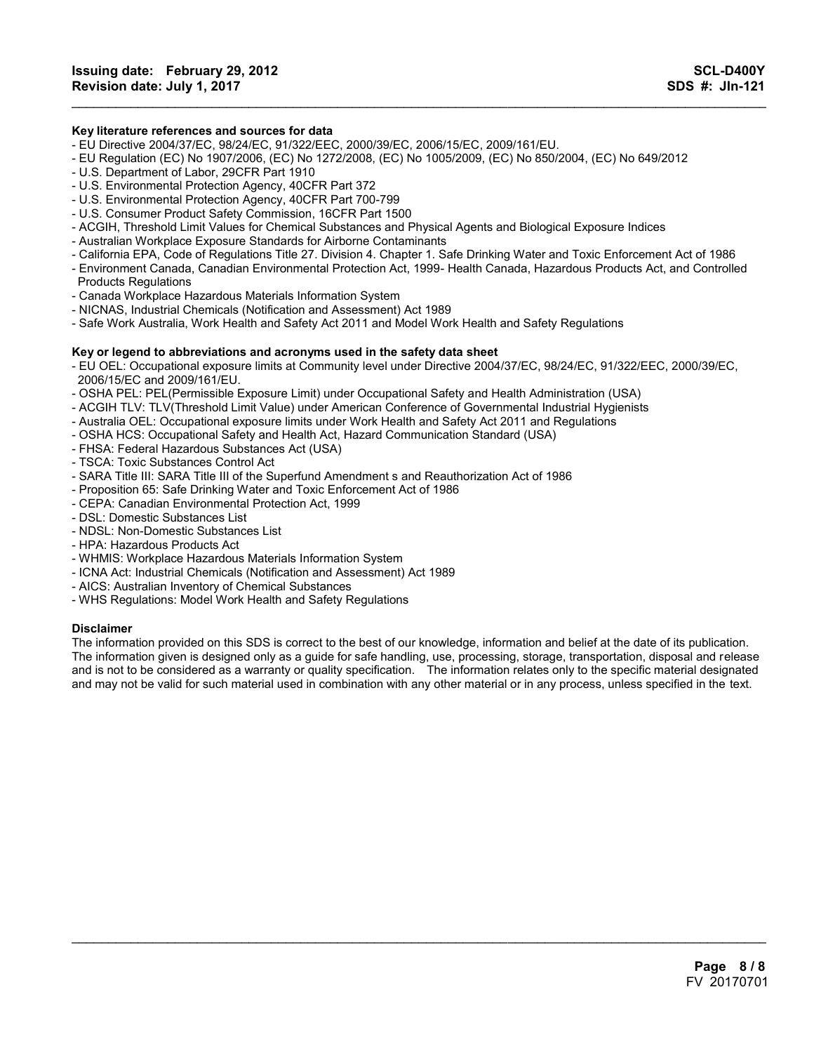**Key literature references and sources for data**

- EU Directive 2004/37/EC, 98/24/EC, 91/322/EEC, 2000/39/EC, 2006/15/EC, 2009/161/EU.
- EU Regulation (EC) No 1907/2006, (EC) No 1272/2008, (EC) No 1005/2009, (EC) No 850/2004, (EC) No 649/2012
- U.S. Department of Labor, 29CFR Part 1910
- U.S. Environmental Protection Agency, 40CFR Part 372
- U.S. Environmental Protection Agency, 40CFR Part 700-799
- U.S. Consumer Product Safety Commission, 16CFR Part 1500
- ACGIH, Threshold Limit Values for Chemical Substances and Physical Agents and Biological Exposure Indices
- Australian Workplace Exposure Standards for Airborne Contaminants
- California EPA, Code of Regulations Title 27. Division 4. Chapter 1. Safe Drinking Water and Toxic Enforcement Act of 1986
- Environment Canada, Canadian Environmental Protection Act, 1999- Health Canada, Hazardous Products Act, and Controlled Products Regulations
- Canada Workplace Hazardous Materials Information System
- NICNAS, Industrial Chemicals (Notification and Assessment) Act 1989
- Safe Work Australia, Work Health and Safety Act 2011 and Model Work Health and Safety Regulations

**Key or legend to abbreviations and acronyms used in the safety data sheet**

- EU OEL: Occupational exposure limits at Community level under Directive 2004/37/EC, 98/24/EC, 91/322/EEC, 2000/39/EC, 2006/15/EC and 2009/161/EU.
- OSHA PEL: PEL(Permissible Exposure Limit) under Occupational Safety and Health Administration (USA)
- ACGIH TLV: TLV(Threshold Limit Value) under American Conference of Governmental Industrial Hygienists
- Australia OEL: Occupational exposure limits under Work Health and Safety Act 2011 and Regulations
- OSHA HCS: Occupational Safety and Health Act, Hazard Communication Standard (USA)
- FHSA: Federal Hazardous Substances Act (USA)
- TSCA: Toxic Substances Control Act
- SARA Title III: SARA Title III of the Superfund Amendment s and Reauthorization Act of 1986
- Proposition 65: Safe Drinking Water and Toxic Enforcement Act of 1986
- CEPA: Canadian Environmental Protection Act, 1999
- DSL: Domestic Substances List
- NDSL: Non-Domestic Substances List
- HPA: Hazardous Products Act
- WHMIS: Workplace Hazardous Materials Information System
- ICNA Act: Industrial Chemicals (Notification and Assessment) Act 1989
- AICS: Australian Inventory of Chemical Substances
- WHS Regulations: Model Work Health and Safety Regulations

**Disclaimer**

The information provided on this SDS is correct to the best of our knowledge, information and belief at the date of its publication. The information given is designed only as a guide for safe handling, use, processing, storage, transportation, disposal and release and is not to be considered as a warranty or quality specification. The information relates only to the specific material designated and may not be valid for such material used in combination with any other material or in any process, unless specified in the text.